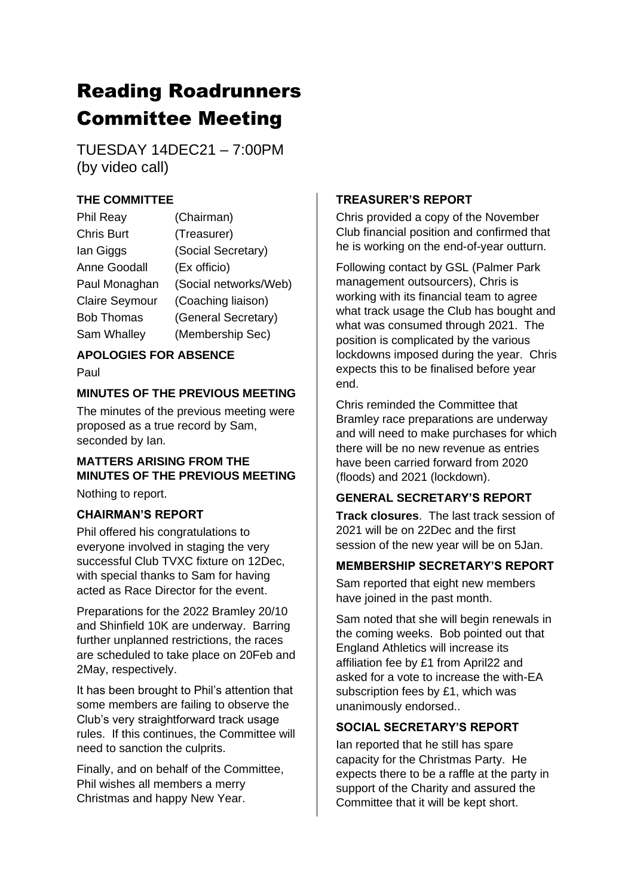# Reading Roadrunners Committee Meeting

TUESDAY 14DEC21 – 7:00PM
(by video call)

### THE COMMITTEE

| | |
|---|---|
| Phil Reay | (Chairman) |
| Chris Burt | (Treasurer) |
| Ian Giggs | (Social Secretary) |
| Anne Goodall | (Ex officio) |
| Paul Monaghan | (Social networks/Web) |
| Claire Seymour | (Coaching liaison) |
| Bob Thomas | (General Secretary) |
| Sam Whalley | (Membership Sec) |

### APOLOGIES FOR ABSENCE

Paul

### MINUTES OF THE PREVIOUS MEETING

The minutes of the previous meeting were proposed as a true record by Sam, seconded by Ian.

### MATTERS ARISING FROM THE MINUTES OF THE PREVIOUS MEETING

Nothing to report.

### CHAIRMAN'S REPORT

Phil offered his congratulations to everyone involved in staging the very successful Club TVXC fixture on 12Dec, with special thanks to Sam for having acted as Race Director for the event.

Preparations for the 2022 Bramley 20/10 and Shinfield 10K are underway. Barring further unplanned restrictions, the races are scheduled to take place on 20Feb and 2May, respectively.

It has been brought to Phil's attention that some members are failing to observe the Club's very straightforward track usage rules. If this continues, the Committee will need to sanction the culprits.

Finally, and on behalf of the Committee, Phil wishes all members a merry Christmas and happy New Year.

### TREASURER'S REPORT

Chris provided a copy of the November Club financial position and confirmed that he is working on the end-of-year outturn.

Following contact by GSL (Palmer Park management outsourcers), Chris is working with its financial team to agree what track usage the Club has bought and what was consumed through 2021. The position is complicated by the various lockdowns imposed during the year. Chris expects this to be finalised before year end.

Chris reminded the Committee that Bramley race preparations are underway and will need to make purchases for which there will be no new revenue as entries have been carried forward from 2020 (floods) and 2021 (lockdown).

### GENERAL SECRETARY'S REPORT

**Track closures**. The last track session of 2021 will be on 22Dec and the first session of the new year will be on 5Jan.

### MEMBERSHIP SECRETARY'S REPORT

Sam reported that eight new members have joined in the past month.

Sam noted that she will begin renewals in the coming weeks. Bob pointed out that England Athletics will increase its affiliation fee by £1 from April22 and asked for a vote to increase the with-EA subscription fees by £1, which was unanimously endorsed..

### SOCIAL SECRETARY'S REPORT

Ian reported that he still has spare capacity for the Christmas Party. He expects there to be a raffle at the party in support of the Charity and assured the Committee that it will be kept short.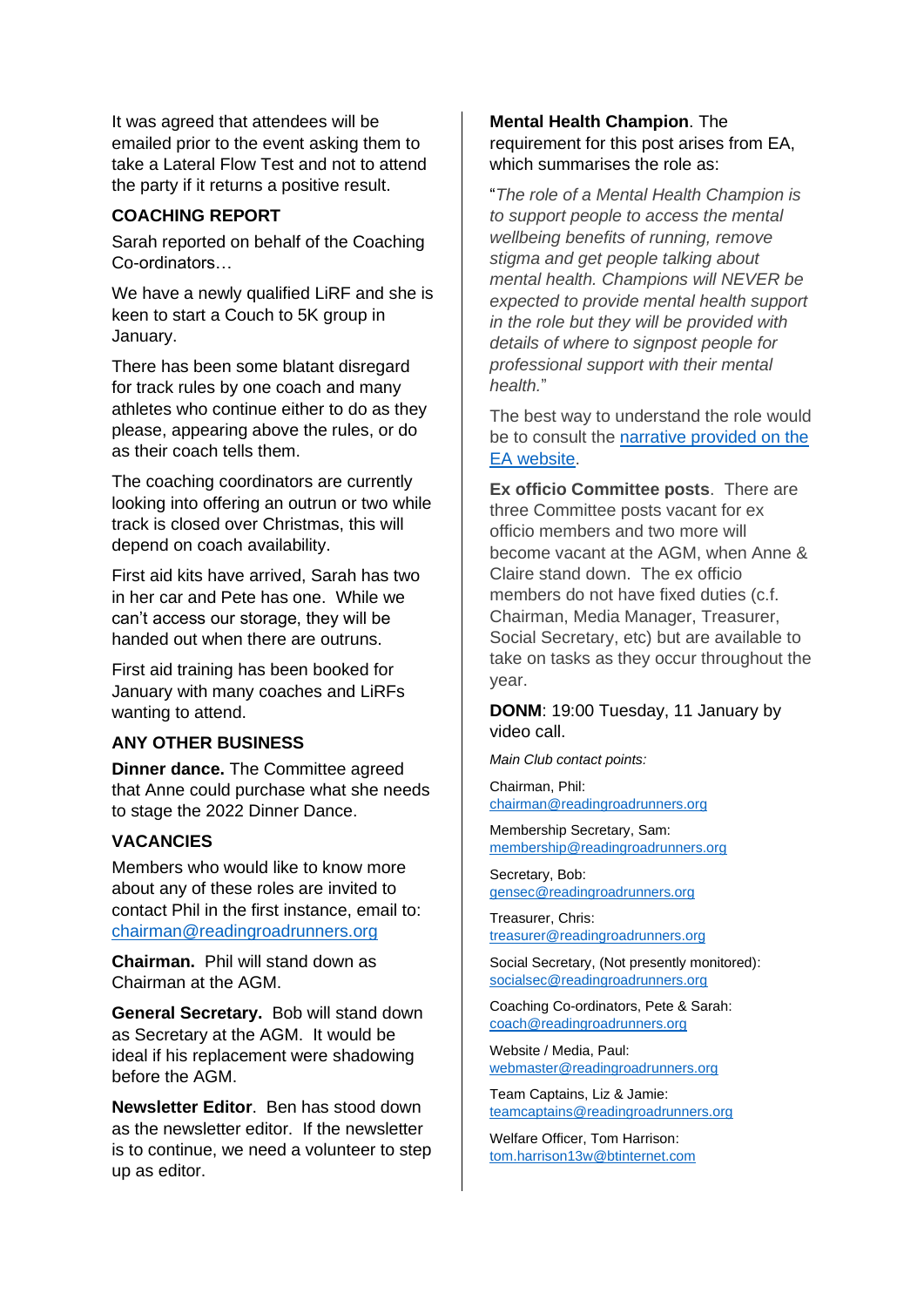It was agreed that attendees will be emailed prior to the event asking them to take a Lateral Flow Test and not to attend the party if it returns a positive result.

## COACHING REPORT

Sarah reported on behalf of the Coaching Co-ordinators…

We have a newly qualified LiRF and she is keen to start a Couch to 5K group in January.

There has been some blatant disregard for track rules by one coach and many athletes who continue either to do as they please, appearing above the rules, or do as their coach tells them.

The coaching coordinators are currently looking into offering an outrun or two while track is closed over Christmas, this will depend on coach availability.

First aid kits have arrived, Sarah has two in her car and Pete has one. While we can't access our storage, they will be handed out when there are outruns.

First aid training has been booked for January with many coaches and LiRFs wanting to attend.

## ANY OTHER BUSINESS

**Dinner dance.** The Committee agreed that Anne could purchase what she needs to stage the 2022 Dinner Dance.

## VACANCIES

Members who would like to know more about any of these roles are invited to contact Phil in the first instance, email to: chairman@readingroadrunners.org

**Chairman.** Phil will stand down as Chairman at the AGM.

**General Secretary.** Bob will stand down as Secretary at the AGM. It would be ideal if his replacement were shadowing before the AGM.

**Newsletter Editor**. Ben has stood down as the newsletter editor. If the newsletter is to continue, we need a volunteer to step up as editor.

**Mental Health Champion**. The requirement for this post arises from EA, which summarises the role as:

"*The role of a Mental Health Champion is to support people to access the mental wellbeing benefits of running, remove stigma and get people talking about mental health. Champions will NEVER be expected to provide mental health support in the role but they will be provided with details of where to signpost people for professional support with their mental health.*"

The best way to understand the role would be to consult the [narrative provided on the EA website](narrative provided on the EA website).

**Ex officio Committee posts**. There are three Committee posts vacant for ex officio members and two more will become vacant at the AGM, when Anne & Claire stand down. The ex officio members do not have fixed duties (c.f. Chairman, Media Manager, Treasurer, Social Secretary, etc) but are available to take on tasks as they occur throughout the year.

**DONM**: 19:00 Tuesday, 11 January by video call.

*Main Club contact points:*

Chairman, Phil: chairman@readingroadrunners.org

Membership Secretary, Sam: membership@readingroadrunners.org

Secretary, Bob: gensec@readingroadrunners.org

Treasurer, Chris: treasurer@readingroadrunners.org

Social Secretary, (Not presently monitored): socialsec@readingroadrunners.org

Coaching Co-ordinators, Pete & Sarah: coach@readingroadrunners.org

Website / Media, Paul: webmaster@readingroadrunners.org

Team Captains, Liz & Jamie: teamcaptains@readingroadrunners.org

Welfare Officer, Tom Harrison: tom.harrison13w@btinternet.com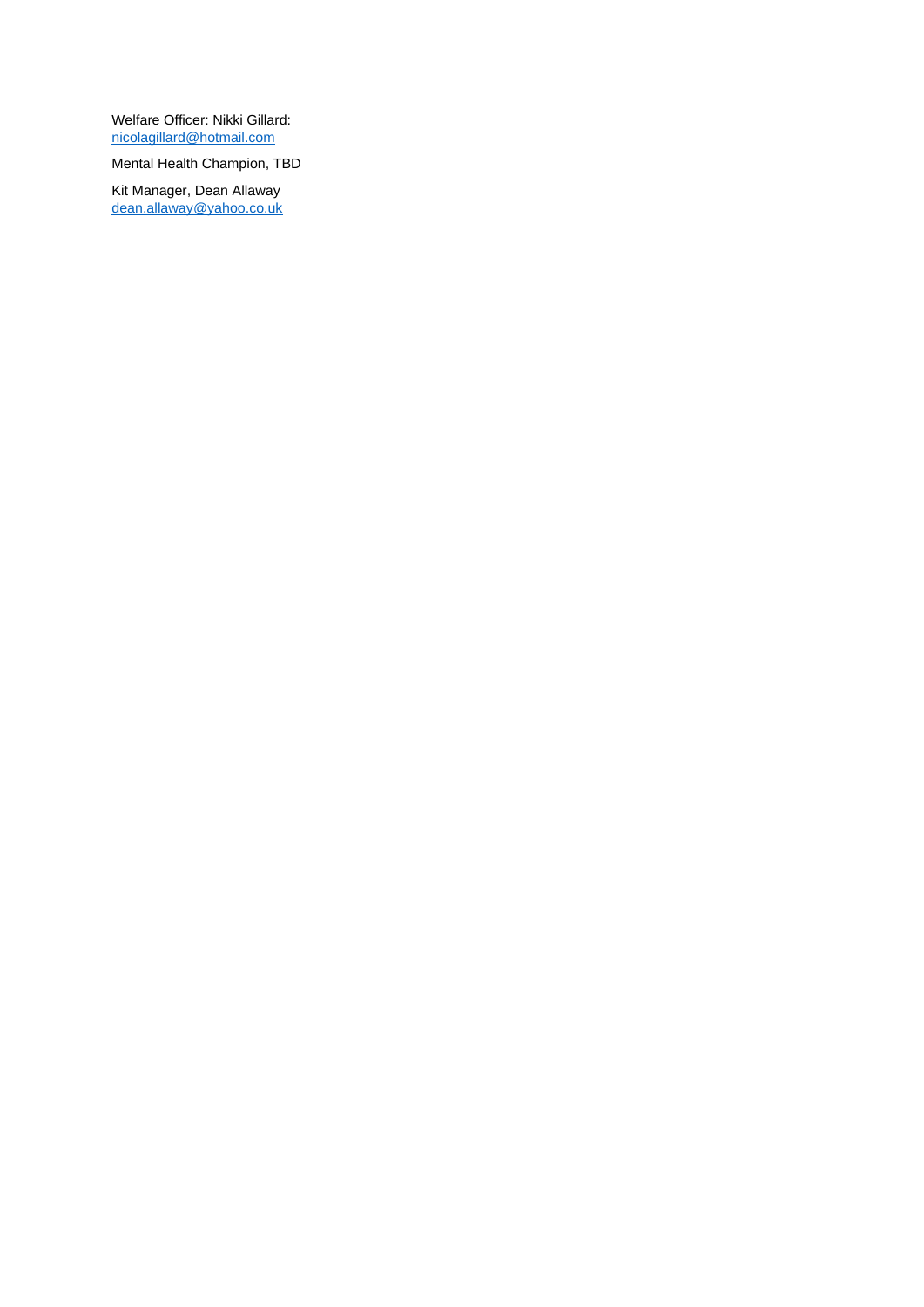Welfare Officer: Nikki Gillard:
nicolagillard@hotmail.com

Mental Health Champion, TBD

Kit Manager, Dean Allaway
dean.allaway@yahoo.co.uk